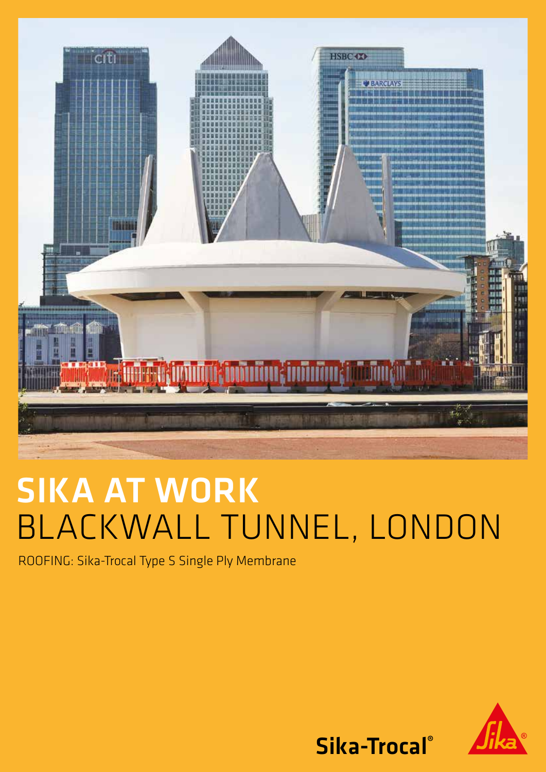# SIKA AT WORK
# BLACKWALL TUNNEL, LONDON

ROOFING: Sika-Trocal Type S Single Ply Membrane

Sika-Trocal®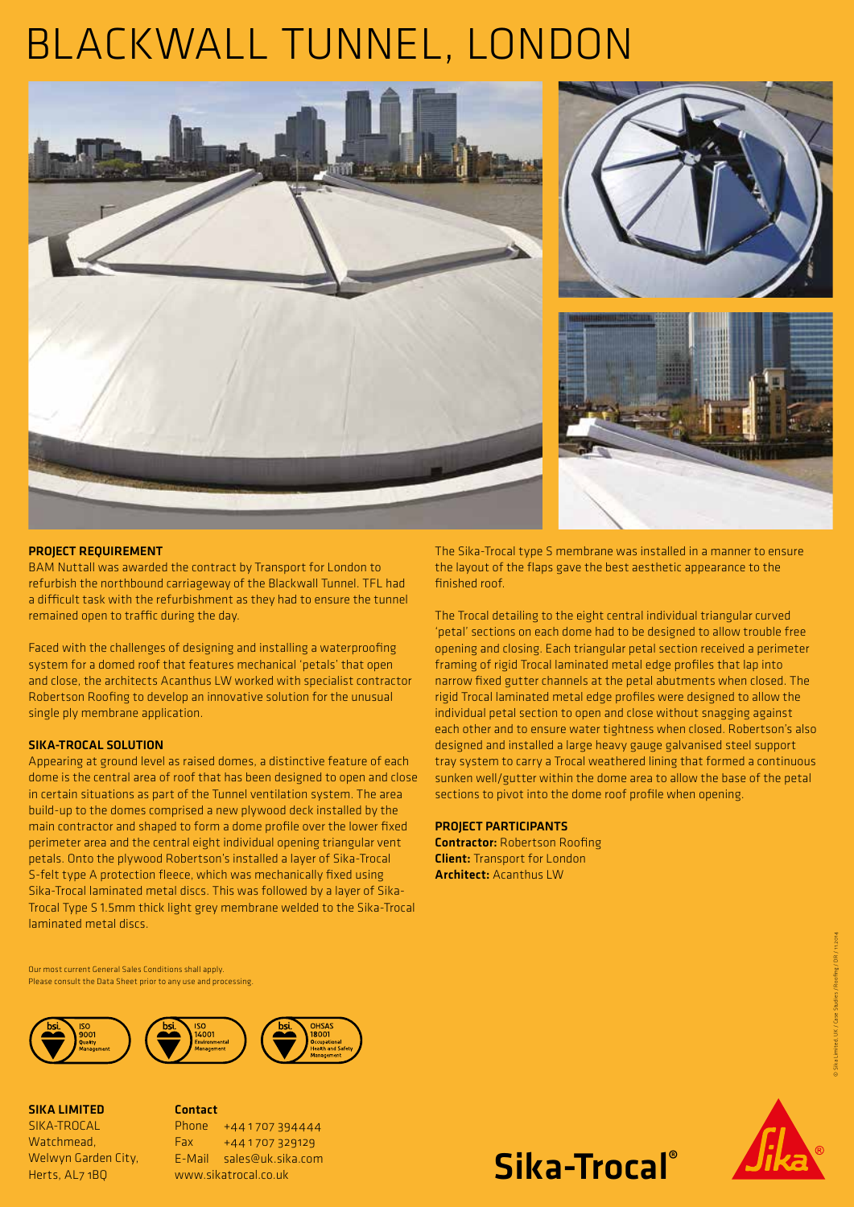# BLACKWALL TUNNEL, LONDON

## PROJECT REQUIREMENT

BAM Nuttall was awarded the contract by Transport for London to refurbish the northbound carriageway of the Blackwall Tunnel. TFL had a difficult task with the refurbishment as they had to ensure the tunnel remained open to traffic during the day.

Faced with the challenges of designing and installing a waterproofing system for a domed roof that features mechanical 'petals' that open and close, the architects Acanthus LW worked with specialist contractor Robertson Roofing to develop an innovative solution for the unusual single ply membrane application.

## SIKA-TROCAL SOLUTION

Appearing at ground level as raised domes, a distinctive feature of each dome is the central area of roof that has been designed to open and close in certain situations as part of the Tunnel ventilation system. The area build-up to the domes comprised a new plywood deck installed by the main contractor and shaped to form a dome profile over the lower fixed perimeter area and the central eight individual opening triangular vent petals. Onto the plywood Robertson's installed a layer of Sika-Trocal S-felt type A protection fleece, which was mechanically fixed using Sika-Trocal laminated metal discs. This was followed by a layer of Sika-Trocal Type S 1.5mm thick light grey membrane welded to the Sika-Trocal laminated metal discs.

The Sika-Trocal type S membrane was installed in a manner to ensure the layout of the flaps gave the best aesthetic appearance to the finished roof.

The Trocal detailing to the eight central individual triangular curved 'petal' sections on each dome had to be designed to allow trouble free opening and closing. Each triangular petal section received a perimeter framing of rigid Trocal laminated metal edge profiles that lap into narrow fixed gutter channels at the petal abutments when closed. The rigid Trocal laminated metal edge profiles were designed to allow the individual petal section to open and close without snagging against each other and to ensure water tightness when closed. Robertson's also designed and installed a large heavy gauge galvanised steel support tray system to carry a Trocal weathered lining that formed a continuous sunken well/gutter within the dome area to allow the base of the petal sections to pivot into the dome roof profile when opening.

## PROJECT PARTICIPANTS

**Contractor:** Robertson Roofing
**Client:** Transport for London
**Architect:** Acanthus LW

Our most current General Sales Conditions shall apply.
Please consult the Data Sheet prior to any use and processing.

bsi. ISO 9001 Quality Management
bsi. ISO 14001 Environmental Management
bsi. OHSAS 18001 Occupational Health and Safety Management

**SIKA LIMITED**
SIKA-TROCAL
Watchmead,
Welwyn Garden City,
Herts, AL7 1BQ

**Contact**
Phone +44 1707 394444
Fax +44 1707 329129
E-Mail sales@uk.sika.com
www.sikatrocal.co.uk

Sika-Trocal®

© Sika Limited, UK / Case Studies / Roofing / DR / 11.2014